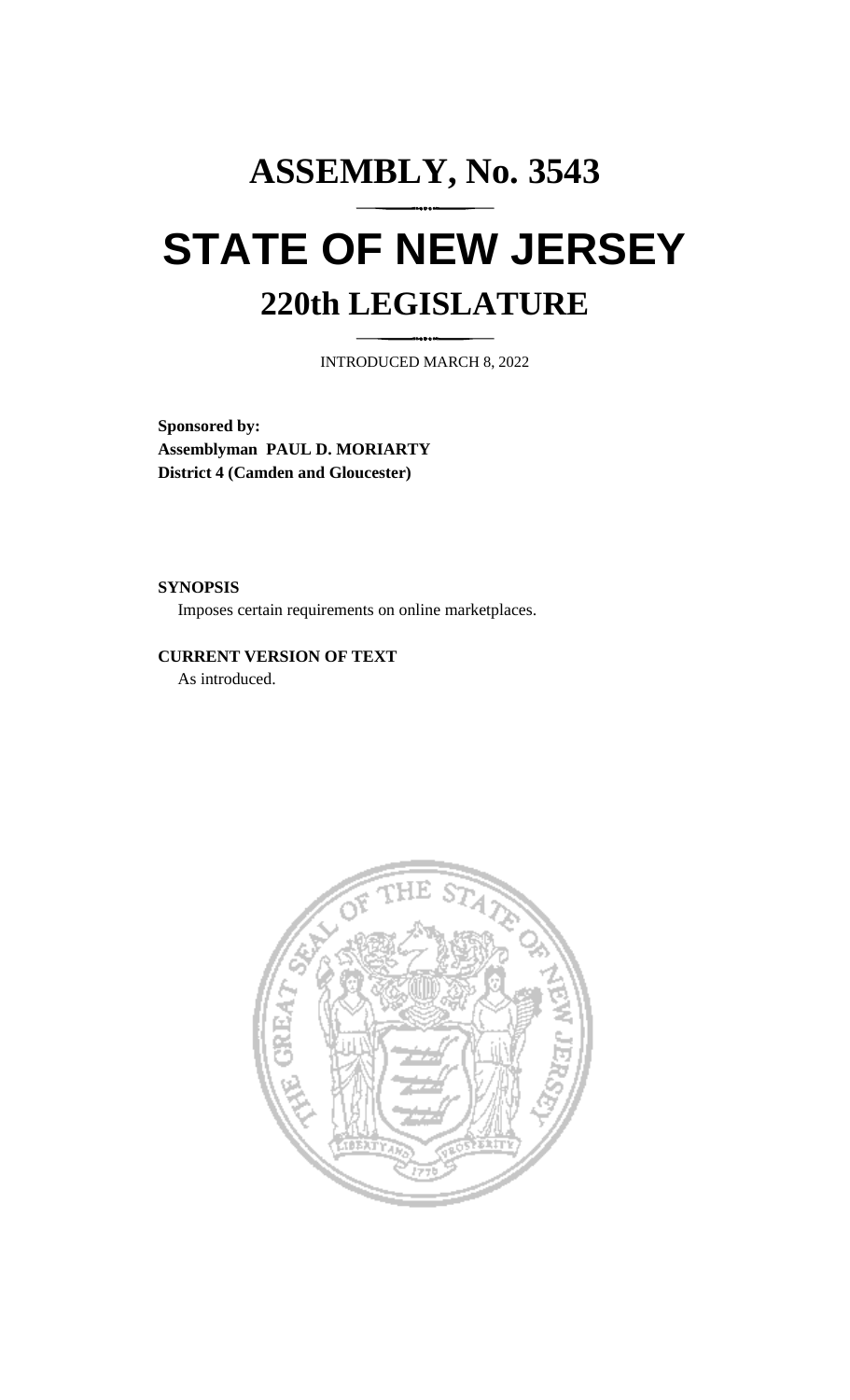# ASSEMBLY, No. 3543

# STATE OF NEW JERSEY

## 220th LEGISLATURE

INTRODUCED MARCH 8, 2022

**Sponsored by:**
**Assemblyman PAUL D. MORIARTY**
**District 4 (Camden and Gloucester)**

**SYNOPSIS**

Imposes certain requirements on online marketplaces.

**CURRENT VERSION OF TEXT**

As introduced.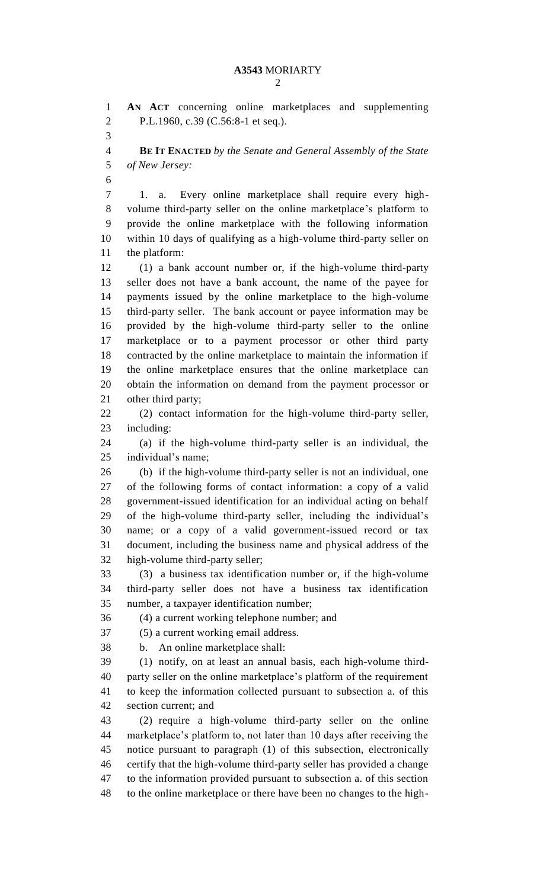**AN ACT** concerning online marketplaces and supplementing P.L.1960, c.39 (C.56:8-1 et seq.).

**BE IT ENACTED** *by the Senate and General Assembly of the State of New Jersey:*

1. a. Every online marketplace shall require every high-volume third-party seller on the online marketplace's platform to provide the online marketplace with the following information within 10 days of qualifying as a high-volume third-party seller on the platform:

(1) a bank account number or, if the high-volume third-party seller does not have a bank account, the name of the payee for payments issued by the online marketplace to the high-volume third-party seller. The bank account or payee information may be provided by the high-volume third-party seller to the online marketplace or to a payment processor or other third party contracted by the online marketplace to maintain the information if the online marketplace ensures that the online marketplace can obtain the information on demand from the payment processor or other third party;

(2) contact information for the high-volume third-party seller, including:

(a) if the high-volume third-party seller is an individual, the individual's name;

(b) if the high-volume third-party seller is not an individual, one of the following forms of contact information: a copy of a valid government-issued identification for an individual acting on behalf of the high-volume third-party seller, including the individual's name; or a copy of a valid government-issued record or tax document, including the business name and physical address of the high-volume third-party seller;

(3) a business tax identification number or, if the high-volume third-party seller does not have a business tax identification number, a taxpayer identification number;

(4) a current working telephone number; and

(5) a current working email address.

b. An online marketplace shall:

(1) notify, on at least an annual basis, each high-volume third-party seller on the online marketplace's platform of the requirement to keep the information collected pursuant to subsection a. of this section current; and

(2) require a high-volume third-party seller on the online marketplace's platform to, not later than 10 days after receiving the notice pursuant to paragraph (1) of this subsection, electronically certify that the high-volume third-party seller has provided a change to the information provided pursuant to subsection a. of this section to the online marketplace or there have been no changes to the high-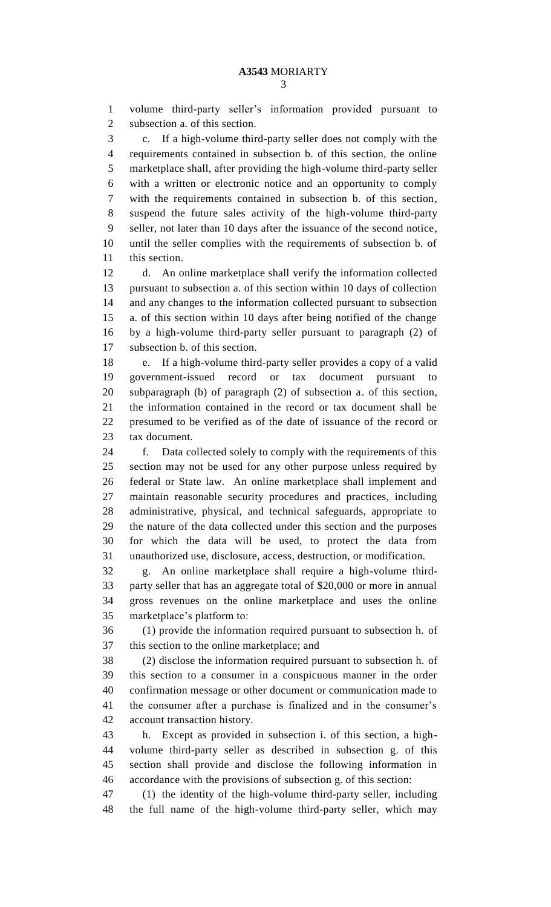volume third-party seller's information provided pursuant to subsection a. of this section.

c. If a high-volume third-party seller does not comply with the requirements contained in subsection b. of this section, the online marketplace shall, after providing the high-volume third-party seller with a written or electronic notice and an opportunity to comply with the requirements contained in subsection b. of this section, suspend the future sales activity of the high-volume third-party seller, not later than 10 days after the issuance of the second notice, until the seller complies with the requirements of subsection b. of this section.

d. An online marketplace shall verify the information collected pursuant to subsection a. of this section within 10 days of collection and any changes to the information collected pursuant to subsection a. of this section within 10 days after being notified of the change by a high-volume third-party seller pursuant to paragraph (2) of subsection b. of this section.

e. If a high-volume third-party seller provides a copy of a valid government-issued record or tax document pursuant to subparagraph (b) of paragraph (2) of subsection a. of this section, the information contained in the record or tax document shall be presumed to be verified as of the date of issuance of the record or tax document.

f. Data collected solely to comply with the requirements of this section may not be used for any other purpose unless required by federal or State law. An online marketplace shall implement and maintain reasonable security procedures and practices, including administrative, physical, and technical safeguards, appropriate to the nature of the data collected under this section and the purposes for which the data will be used, to protect the data from unauthorized use, disclosure, access, destruction, or modification.

g. An online marketplace shall require a high-volume third-party seller that has an aggregate total of $20,000 or more in annual gross revenues on the online marketplace and uses the online marketplace's platform to:

(1) provide the information required pursuant to subsection h. of this section to the online marketplace; and

(2) disclose the information required pursuant to subsection h. of this section to a consumer in a conspicuous manner in the order confirmation message or other document or communication made to the consumer after a purchase is finalized and in the consumer's account transaction history.

h. Except as provided in subsection i. of this section, a high-volume third-party seller as described in subsection g. of this section shall provide and disclose the following information in accordance with the provisions of subsection g. of this section:

(1) the identity of the high-volume third-party seller, including the full name of the high-volume third-party seller, which may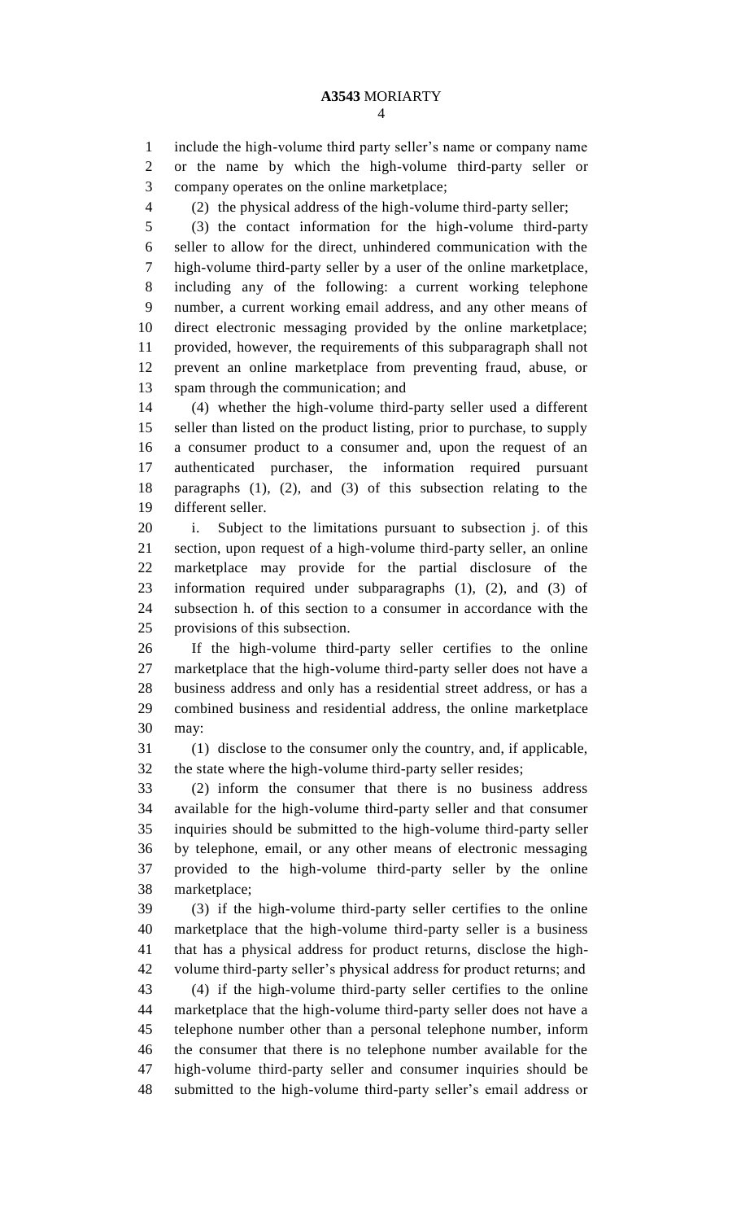include the high-volume third party seller's name or company name or the name by which the high-volume third-party seller or company operates on the online marketplace;

(2) the physical address of the high-volume third-party seller;

(3) the contact information for the high-volume third-party seller to allow for the direct, unhindered communication with the high-volume third-party seller by a user of the online marketplace, including any of the following: a current working telephone number, a current working email address, and any other means of direct electronic messaging provided by the online marketplace; provided, however, the requirements of this subparagraph shall not prevent an online marketplace from preventing fraud, abuse, or spam through the communication; and

(4) whether the high-volume third-party seller used a different seller than listed on the product listing, prior to purchase, to supply a consumer product to a consumer and, upon the request of an authenticated purchaser, the information required pursuant paragraphs (1), (2), and (3) of this subsection relating to the different seller.

i. Subject to the limitations pursuant to subsection j. of this section, upon request of a high-volume third-party seller, an online marketplace may provide for the partial disclosure of the information required under subparagraphs (1), (2), and (3) of subsection h. of this section to a consumer in accordance with the provisions of this subsection.

If the high-volume third-party seller certifies to the online marketplace that the high-volume third-party seller does not have a business address and only has a residential street address, or has a combined business and residential address, the online marketplace may:

(1) disclose to the consumer only the country, and, if applicable, the state where the high-volume third-party seller resides;

(2) inform the consumer that there is no business address available for the high-volume third-party seller and that consumer inquiries should be submitted to the high-volume third-party seller by telephone, email, or any other means of electronic messaging provided to the high-volume third-party seller by the online marketplace;

(3) if the high-volume third-party seller certifies to the online marketplace that the high-volume third-party seller is a business that has a physical address for product returns, disclose the high-volume third-party seller's physical address for product returns; and

(4) if the high-volume third-party seller certifies to the online marketplace that the high-volume third-party seller does not have a telephone number other than a personal telephone number, inform the consumer that there is no telephone number available for the high-volume third-party seller and consumer inquiries should be submitted to the high-volume third-party seller's email address or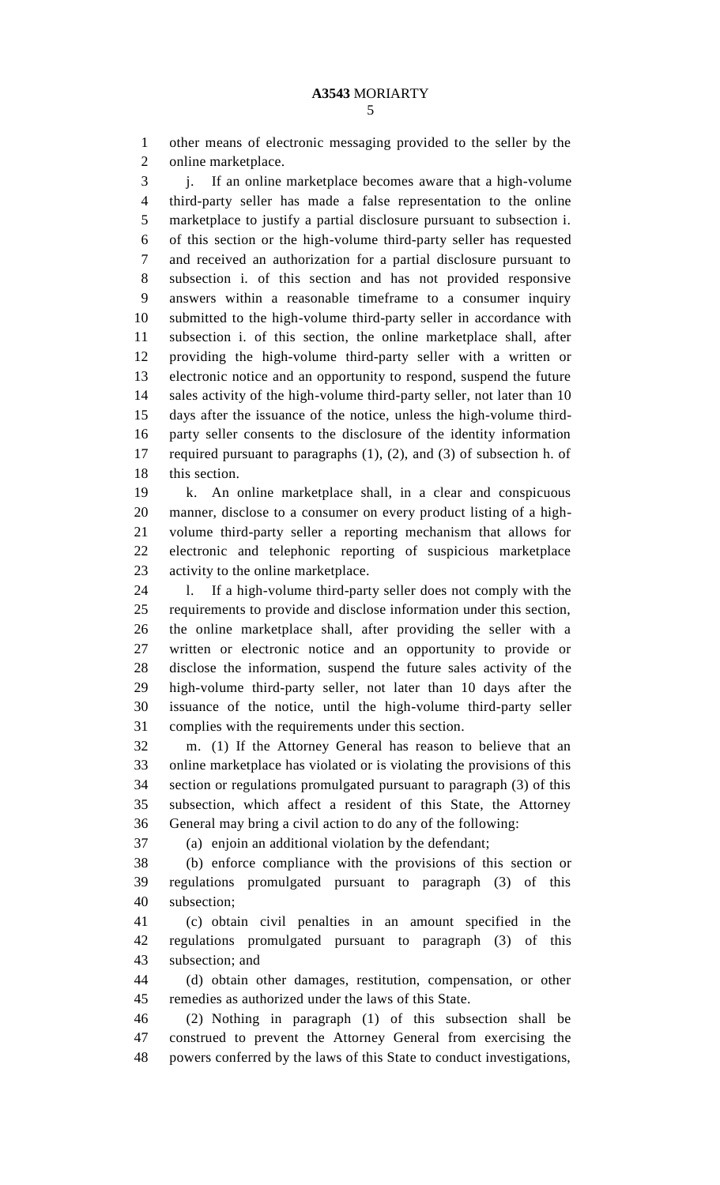other means of electronic messaging provided to the seller by the online marketplace.

j. If an online marketplace becomes aware that a high-volume third-party seller has made a false representation to the online marketplace to justify a partial disclosure pursuant to subsection i. of this section or the high-volume third-party seller has requested and received an authorization for a partial disclosure pursuant to subsection i. of this section and has not provided responsive answers within a reasonable timeframe to a consumer inquiry submitted to the high-volume third-party seller in accordance with subsection i. of this section, the online marketplace shall, after providing the high-volume third-party seller with a written or electronic notice and an opportunity to respond, suspend the future sales activity of the high-volume third-party seller, not later than 10 days after the issuance of the notice, unless the high-volume third-party seller consents to the disclosure of the identity information required pursuant to paragraphs (1), (2), and (3) of subsection h. of this section.

k. An online marketplace shall, in a clear and conspicuous manner, disclose to a consumer on every product listing of a high-volume third-party seller a reporting mechanism that allows for electronic and telephonic reporting of suspicious marketplace activity to the online marketplace.

l. If a high-volume third-party seller does not comply with the requirements to provide and disclose information under this section, the online marketplace shall, after providing the seller with a written or electronic notice and an opportunity to provide or disclose the information, suspend the future sales activity of the high-volume third-party seller, not later than 10 days after the issuance of the notice, until the high-volume third-party seller complies with the requirements under this section.

m. (1) If the Attorney General has reason to believe that an online marketplace has violated or is violating the provisions of this section or regulations promulgated pursuant to paragraph (3) of this subsection, which affect a resident of this State, the Attorney General may bring a civil action to do any of the following:

(a) enjoin an additional violation by the defendant;

(b) enforce compliance with the provisions of this section or regulations promulgated pursuant to paragraph (3) of this subsection;

(c) obtain civil penalties in an amount specified in the regulations promulgated pursuant to paragraph (3) of this subsection; and

(d) obtain other damages, restitution, compensation, or other remedies as authorized under the laws of this State.

(2) Nothing in paragraph (1) of this subsection shall be construed to prevent the Attorney General from exercising the powers conferred by the laws of this State to conduct investigations,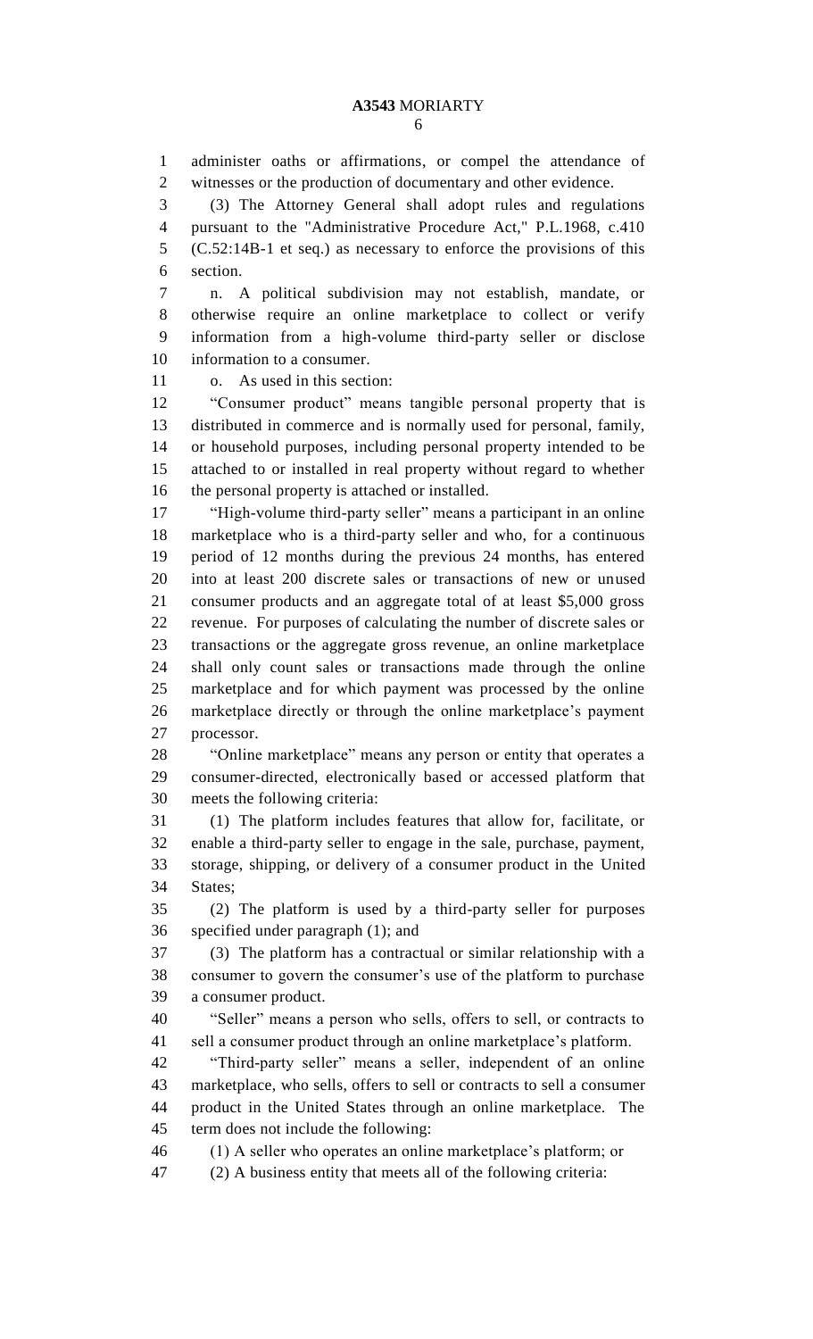administer oaths or affirmations, or compel the attendance of witnesses or the production of documentary and other evidence.

(3) The Attorney General shall adopt rules and regulations pursuant to the "Administrative Procedure Act," P.L.1968, c.410 (C.52:14B-1 et seq.) as necessary to enforce the provisions of this section.

n. A political subdivision may not establish, mandate, or otherwise require an online marketplace to collect or verify information from a high-volume third-party seller or disclose information to a consumer.

o. As used in this section:

"Consumer product" means tangible personal property that is distributed in commerce and is normally used for personal, family, or household purposes, including personal property intended to be attached to or installed in real property without regard to whether the personal property is attached or installed.

"High-volume third-party seller" means a participant in an online marketplace who is a third-party seller and who, for a continuous period of 12 months during the previous 24 months, has entered into at least 200 discrete sales or transactions of new or unused consumer products and an aggregate total of at least $5,000 gross revenue. For purposes of calculating the number of discrete sales or transactions or the aggregate gross revenue, an online marketplace shall only count sales or transactions made through the online marketplace and for which payment was processed by the online marketplace directly or through the online marketplace's payment processor.

"Online marketplace" means any person or entity that operates a consumer-directed, electronically based or accessed platform that meets the following criteria:

(1) The platform includes features that allow for, facilitate, or enable a third-party seller to engage in the sale, purchase, payment, storage, shipping, or delivery of a consumer product in the United States;

(2) The platform is used by a third-party seller for purposes specified under paragraph (1); and

(3) The platform has a contractual or similar relationship with a consumer to govern the consumer's use of the platform to purchase a consumer product.

"Seller" means a person who sells, offers to sell, or contracts to sell a consumer product through an online marketplace's platform.

"Third-party seller" means a seller, independent of an online marketplace, who sells, offers to sell or contracts to sell a consumer product in the United States through an online marketplace. The term does not include the following:

(1) A seller who operates an online marketplace's platform; or

(2) A business entity that meets all of the following criteria: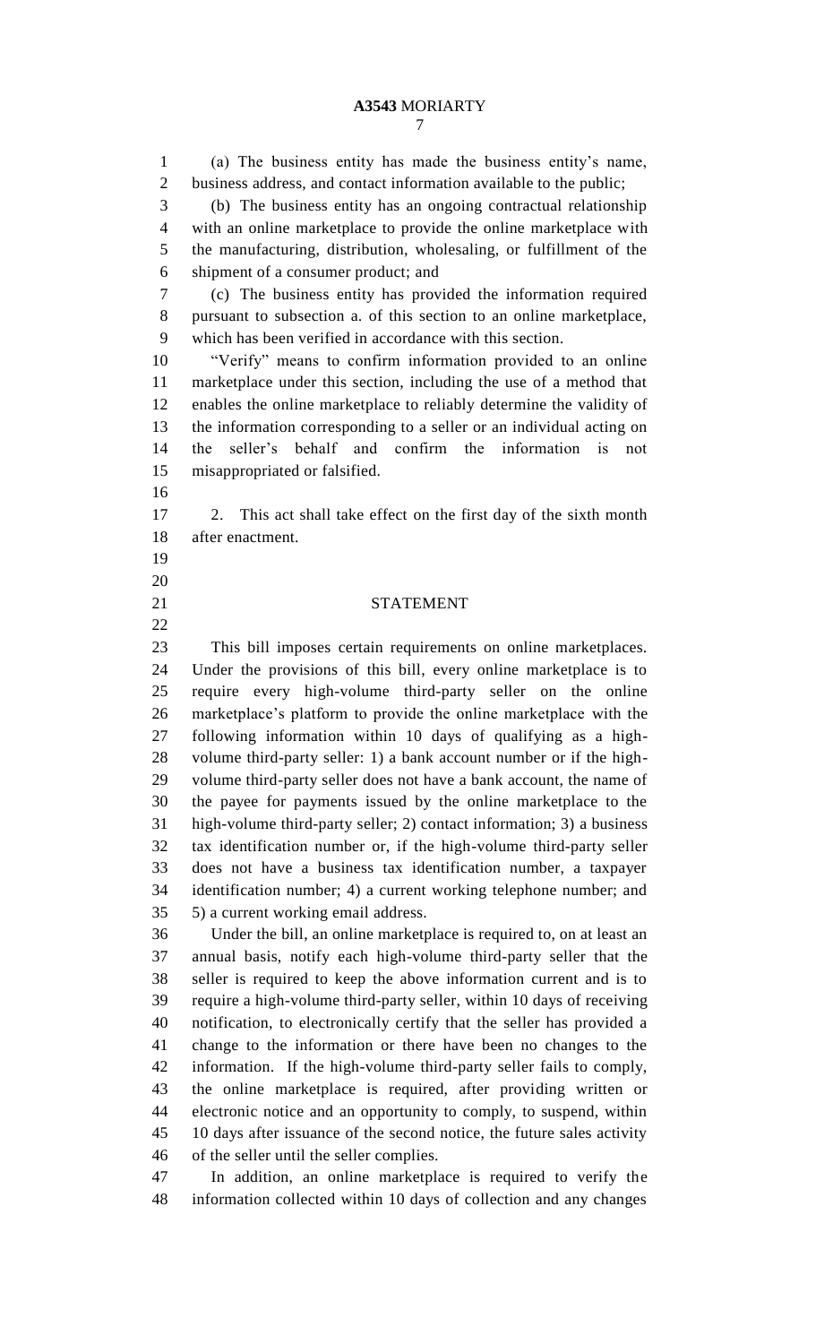(a) The business entity has made the business entity's name, business address, and contact information available to the public;

(b) The business entity has an ongoing contractual relationship with an online marketplace to provide the online marketplace with the manufacturing, distribution, wholesaling, or fulfillment of the shipment of a consumer product; and

(c) The business entity has provided the information required pursuant to subsection a. of this section to an online marketplace, which has been verified in accordance with this section.

"Verify" means to confirm information provided to an online marketplace under this section, including the use of a method that enables the online marketplace to reliably determine the validity of the information corresponding to a seller or an individual acting on the seller's behalf and confirm the information is not misappropriated or falsified.

2. This act shall take effect on the first day of the sixth month after enactment.

## STATEMENT

This bill imposes certain requirements on online marketplaces. Under the provisions of this bill, every online marketplace is to require every high-volume third-party seller on the online marketplace's platform to provide the online marketplace with the following information within 10 days of qualifying as a high-volume third-party seller: 1) a bank account number or if the high-volume third-party seller does not have a bank account, the name of the payee for payments issued by the online marketplace to the high-volume third-party seller; 2) contact information; 3) a business tax identification number or, if the high-volume third-party seller does not have a business tax identification number, a taxpayer identification number; 4) a current working telephone number; and 5) a current working email address.

Under the bill, an online marketplace is required to, on at least an annual basis, notify each high-volume third-party seller that the seller is required to keep the above information current and is to require a high-volume third-party seller, within 10 days of receiving notification, to electronically certify that the seller has provided a change to the information or there have been no changes to the information. If the high-volume third-party seller fails to comply, the online marketplace is required, after providing written or electronic notice and an opportunity to comply, to suspend, within 10 days after issuance of the second notice, the future sales activity of the seller until the seller complies.

In addition, an online marketplace is required to verify the information collected within 10 days of collection and any changes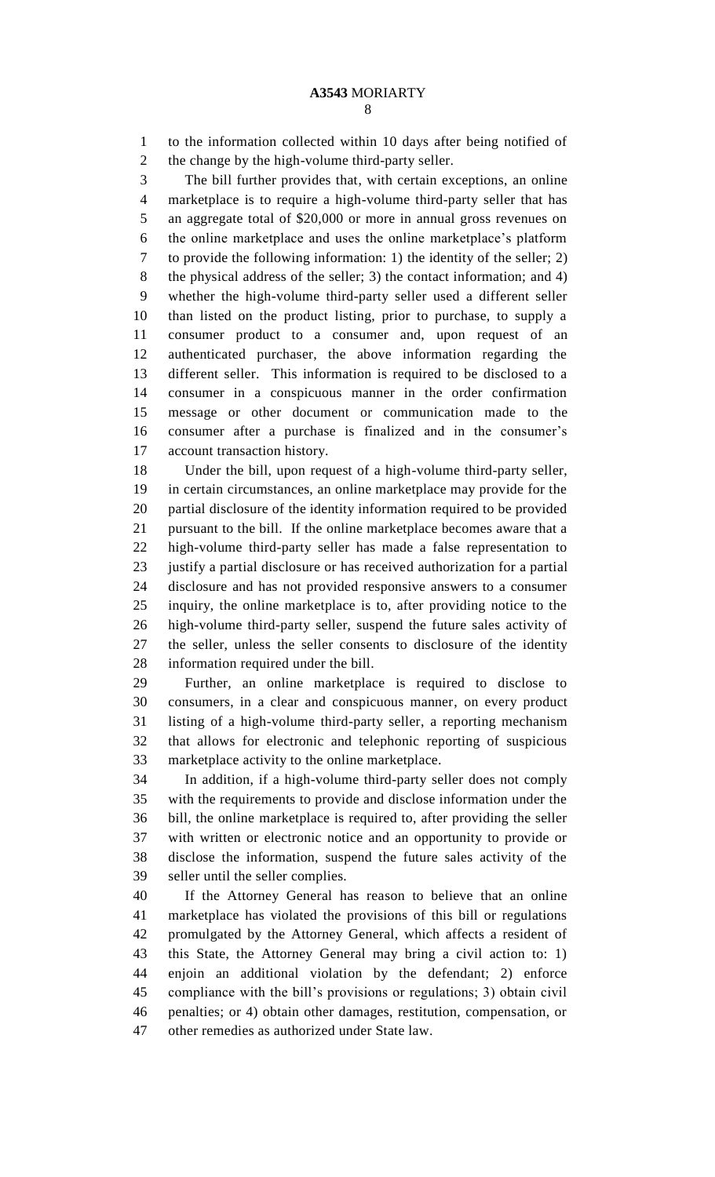to the information collected within 10 days after being notified of the change by the high-volume third-party seller.

The bill further provides that, with certain exceptions, an online marketplace is to require a high-volume third-party seller that has an aggregate total of $20,000 or more in annual gross revenues on the online marketplace and uses the online marketplace's platform to provide the following information: 1) the identity of the seller; 2) the physical address of the seller; 3) the contact information; and 4) whether the high-volume third-party seller used a different seller than listed on the product listing, prior to purchase, to supply a consumer product to a consumer and, upon request of an authenticated purchaser, the above information regarding the different seller. This information is required to be disclosed to a consumer in a conspicuous manner in the order confirmation message or other document or communication made to the consumer after a purchase is finalized and in the consumer's account transaction history.

Under the bill, upon request of a high-volume third-party seller, in certain circumstances, an online marketplace may provide for the partial disclosure of the identity information required to be provided pursuant to the bill. If the online marketplace becomes aware that a high-volume third-party seller has made a false representation to justify a partial disclosure or has received authorization for a partial disclosure and has not provided responsive answers to a consumer inquiry, the online marketplace is to, after providing notice to the high-volume third-party seller, suspend the future sales activity of the seller, unless the seller consents to disclosure of the identity information required under the bill.

Further, an online marketplace is required to disclose to consumers, in a clear and conspicuous manner, on every product listing of a high-volume third-party seller, a reporting mechanism that allows for electronic and telephonic reporting of suspicious marketplace activity to the online marketplace.

In addition, if a high-volume third-party seller does not comply with the requirements to provide and disclose information under the bill, the online marketplace is required to, after providing the seller with written or electronic notice and an opportunity to provide or disclose the information, suspend the future sales activity of the seller until the seller complies.

If the Attorney General has reason to believe that an online marketplace has violated the provisions of this bill or regulations promulgated by the Attorney General, which affects a resident of this State, the Attorney General may bring a civil action to: 1) enjoin an additional violation by the defendant; 2) enforce compliance with the bill's provisions or regulations; 3) obtain civil penalties; or 4) obtain other damages, restitution, compensation, or other remedies as authorized under State law.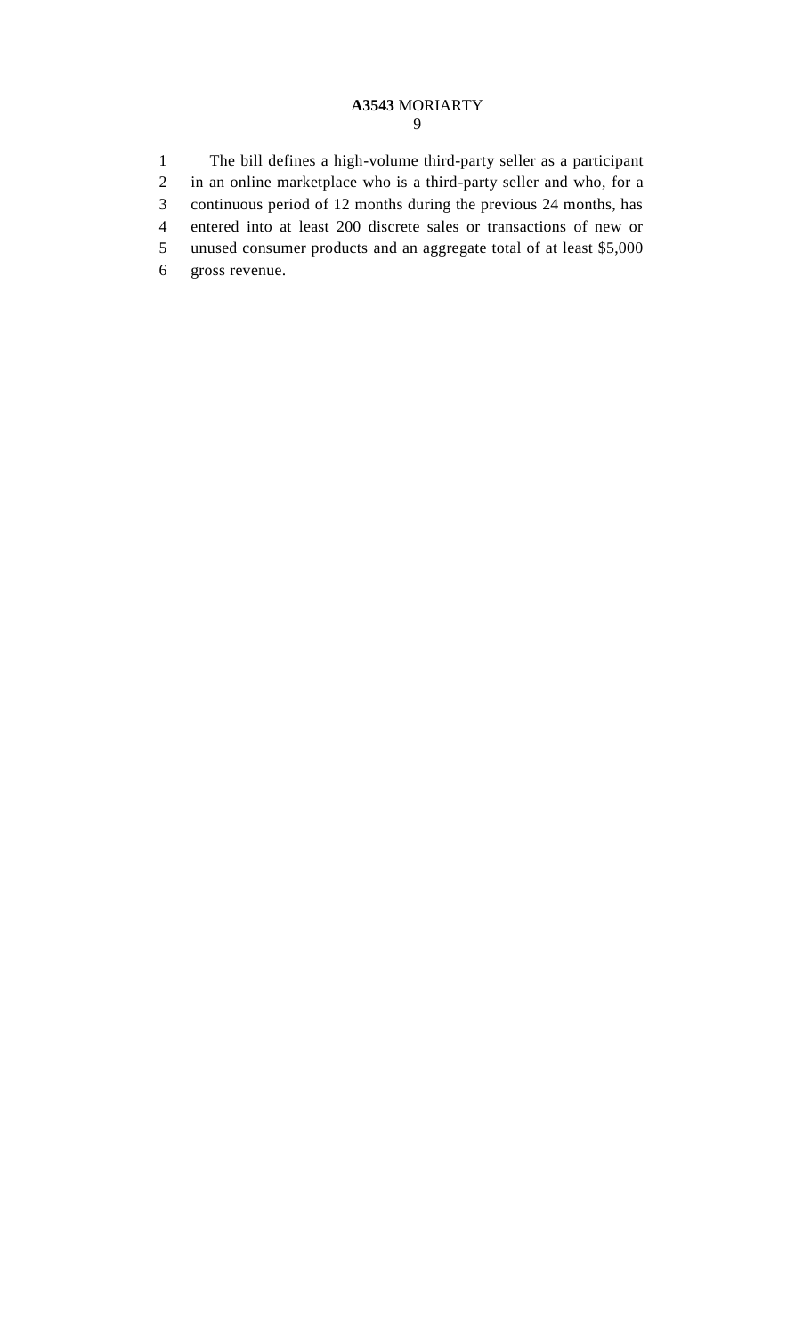The bill defines a high-volume third-party seller as a participant in an online marketplace who is a third-party seller and who, for a continuous period of 12 months during the previous 24 months, has entered into at least 200 discrete sales or transactions of new or unused consumer products and an aggregate total of at least $5,000 gross revenue.